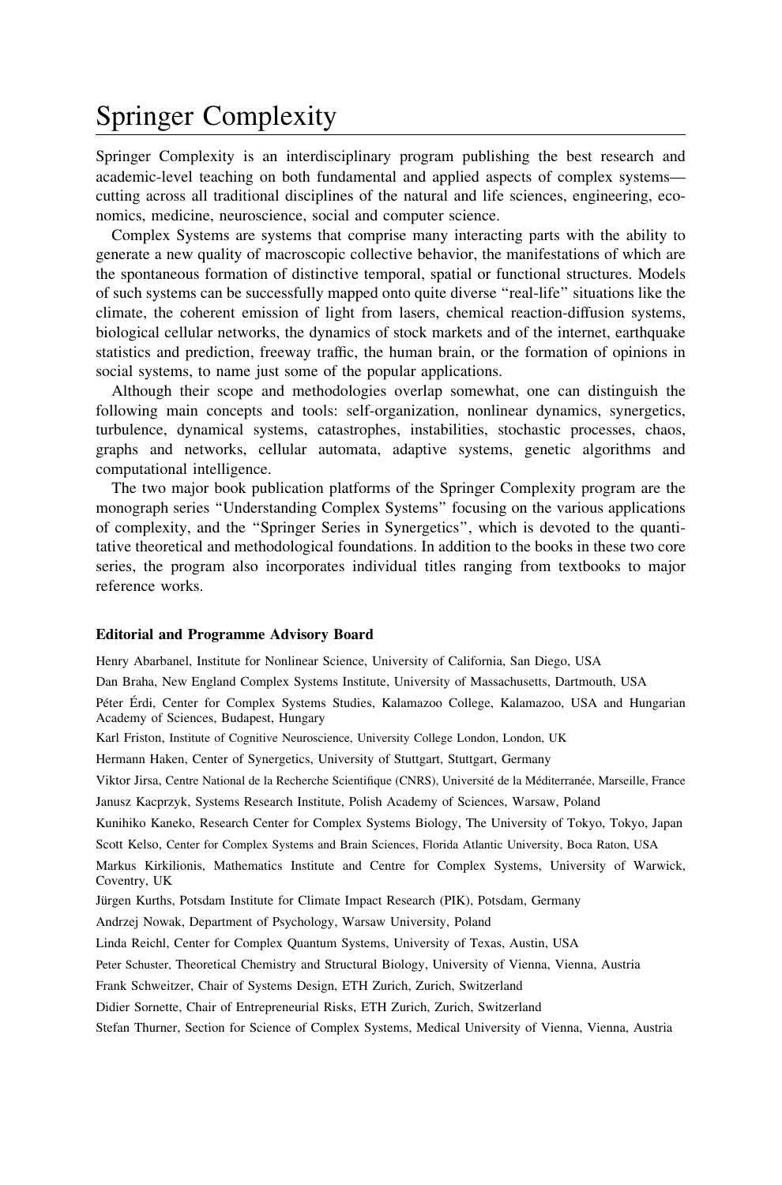# Springer Complexity

Springer Complexity is an interdisciplinary program publishing the best research and academic-level teaching on both fundamental and applied aspects of complex systems—cutting across all traditional disciplines of the natural and life sciences, engineering, economics, medicine, neuroscience, social and computer science.

Complex Systems are systems that comprise many interacting parts with the ability to generate a new quality of macroscopic collective behavior, the manifestations of which are the spontaneous formation of distinctive temporal, spatial or functional structures. Models of such systems can be successfully mapped onto quite diverse "real-life" situations like the climate, the coherent emission of light from lasers, chemical reaction-diffusion systems, biological cellular networks, the dynamics of stock markets and of the internet, earthquake statistics and prediction, freeway traffic, the human brain, or the formation of opinions in social systems, to name just some of the popular applications.

Although their scope and methodologies overlap somewhat, one can distinguish the following main concepts and tools: self-organization, nonlinear dynamics, synergetics, turbulence, dynamical systems, catastrophes, instabilities, stochastic processes, chaos, graphs and networks, cellular automata, adaptive systems, genetic algorithms and computational intelligence.

The two major book publication platforms of the Springer Complexity program are the monograph series "Understanding Complex Systems" focusing on the various applications of complexity, and the "Springer Series in Synergetics", which is devoted to the quantitative theoretical and methodological foundations. In addition to the books in these two core series, the program also incorporates individual titles ranging from textbooks to major reference works.

**Editorial and Programme Advisory Board**

Henry Abarbanel, Institute for Nonlinear Science, University of California, San Diego, USA

Dan Braha, New England Complex Systems Institute, University of Massachusetts, Dartmouth, USA

Péter Érdi, Center for Complex Systems Studies, Kalamazoo College, Kalamazoo, USA and Hungarian Academy of Sciences, Budapest, Hungary

Karl Friston, Institute of Cognitive Neuroscience, University College London, London, UK

Hermann Haken, Center of Synergetics, University of Stuttgart, Stuttgart, Germany

Viktor Jirsa, Centre National de la Recherche Scientifique (CNRS), Université de la Méditerranée, Marseille, France

Janusz Kacprzyk, Systems Research Institute, Polish Academy of Sciences, Warsaw, Poland

Kunihiko Kaneko, Research Center for Complex Systems Biology, The University of Tokyo, Tokyo, Japan

Scott Kelso, Center for Complex Systems and Brain Sciences, Florida Atlantic University, Boca Raton, USA

Markus Kirkilionis, Mathematics Institute and Centre for Complex Systems, University of Warwick, Coventry, UK

Jürgen Kurths, Potsdam Institute for Climate Impact Research (PIK), Potsdam, Germany

Andrzej Nowak, Department of Psychology, Warsaw University, Poland

Linda Reichl, Center for Complex Quantum Systems, University of Texas, Austin, USA

Peter Schuster, Theoretical Chemistry and Structural Biology, University of Vienna, Vienna, Austria

Frank Schweitzer, Chair of Systems Design, ETH Zurich, Zurich, Switzerland

Didier Sornette, Chair of Entrepreneurial Risks, ETH Zurich, Zurich, Switzerland

Stefan Thurner, Section for Science of Complex Systems, Medical University of Vienna, Vienna, Austria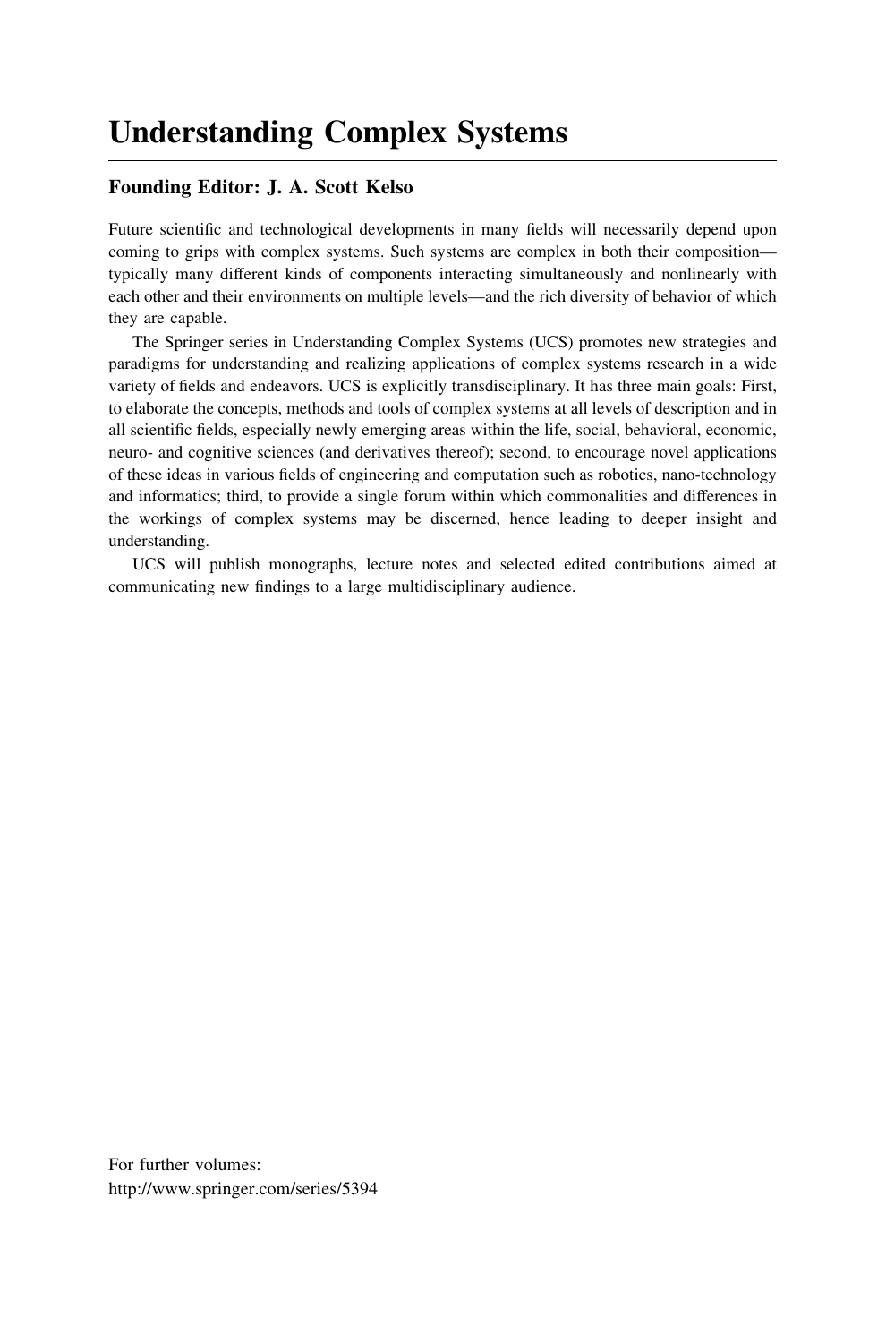# Understanding Complex Systems

## Founding Editor: J. A. Scott Kelso

Future scientific and technological developments in many fields will necessarily depend upon coming to grips with complex systems. Such systems are complex in both their composition—typically many different kinds of components interacting simultaneously and nonlinearly with each other and their environments on multiple levels—and the rich diversity of behavior of which they are capable.

The Springer series in Understanding Complex Systems (UCS) promotes new strategies and paradigms for understanding and realizing applications of complex systems research in a wide variety of fields and endeavors. UCS is explicitly transdisciplinary. It has three main goals: First, to elaborate the concepts, methods and tools of complex systems at all levels of description and in all scientific fields, especially newly emerging areas within the life, social, behavioral, economic, neuro- and cognitive sciences (and derivatives thereof); second, to encourage novel applications of these ideas in various fields of engineering and computation such as robotics, nano-technology and informatics; third, to provide a single forum within which commonalities and differences in the workings of complex systems may be discerned, hence leading to deeper insight and understanding.

UCS will publish monographs, lecture notes and selected edited contributions aimed at communicating new findings to a large multidisciplinary audience.

For further volumes:
http://www.springer.com/series/5394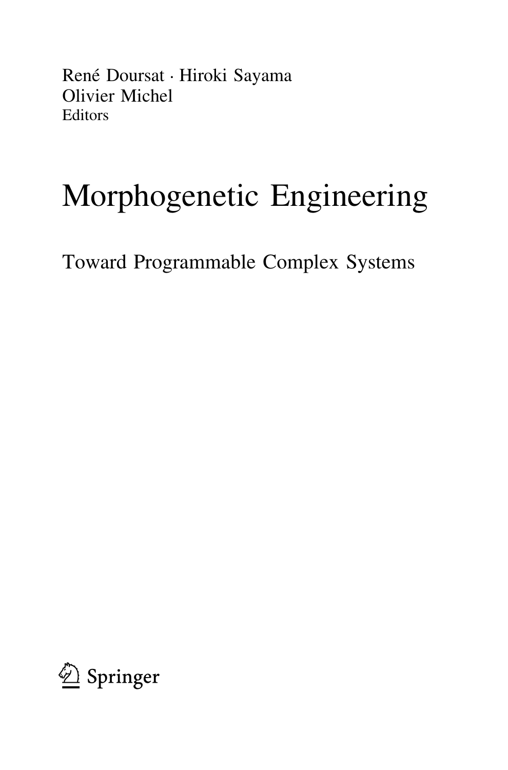René Doursat · Hiroki Sayama
Olivier Michel
Editors

# Morphogenetic Engineering

## Toward Programmable Complex Systems

Springer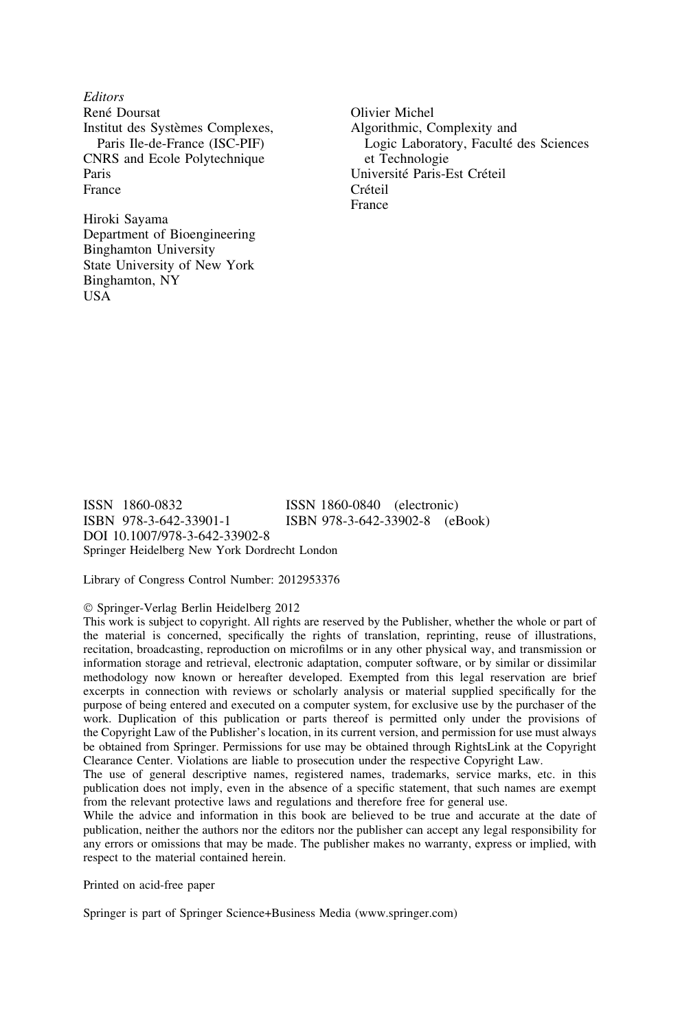*Editors*

René Doursat
Institut des Systèmes Complexes,
Paris Ile-de-France (ISC-PIF)
CNRS and Ecole Polytechnique
Paris
France

Hiroki Sayama
Department of Bioengineering
Binghamton University
State University of New York
Binghamton, NY
USA

Olivier Michel
Algorithmic, Complexity and
Logic Laboratory, Faculté des Sciences
et Technologie
Université Paris-Est Créteil
Créteil
France

ISSN 1860-0832 ISSN 1860-0840 (electronic)
ISBN 978-3-642-33901-1 ISBN 978-3-642-33902-8 (eBook)
DOI 10.1007/978-3-642-33902-8
Springer Heidelberg New York Dordrecht London

Library of Congress Control Number: 2012953376

© Springer-Verlag Berlin Heidelberg 2012
This work is subject to copyright. All rights are reserved by the Publisher, whether the whole or part of the material is concerned, specifically the rights of translation, reprinting, reuse of illustrations, recitation, broadcasting, reproduction on microfilms or in any other physical way, and transmission or information storage and retrieval, electronic adaptation, computer software, or by similar or dissimilar methodology now known or hereafter developed. Exempted from this legal reservation are brief excerpts in connection with reviews or scholarly analysis or material supplied specifically for the purpose of being entered and executed on a computer system, for exclusive use by the purchaser of the work. Duplication of this publication or parts thereof is permitted only under the provisions of the Copyright Law of the Publisher's location, in its current version, and permission for use must always be obtained from Springer. Permissions for use may be obtained through RightsLink at the Copyright Clearance Center. Violations are liable to prosecution under the respective Copyright Law.
The use of general descriptive names, registered names, trademarks, service marks, etc. in this publication does not imply, even in the absence of a specific statement, that such names are exempt from the relevant protective laws and regulations and therefore free for general use.
While the advice and information in this book are believed to be true and accurate at the date of publication, neither the authors nor the editors nor the publisher can accept any legal responsibility for any errors or omissions that may be made. The publisher makes no warranty, express or implied, with respect to the material contained herein.

Printed on acid-free paper

Springer is part of Springer Science+Business Media (www.springer.com)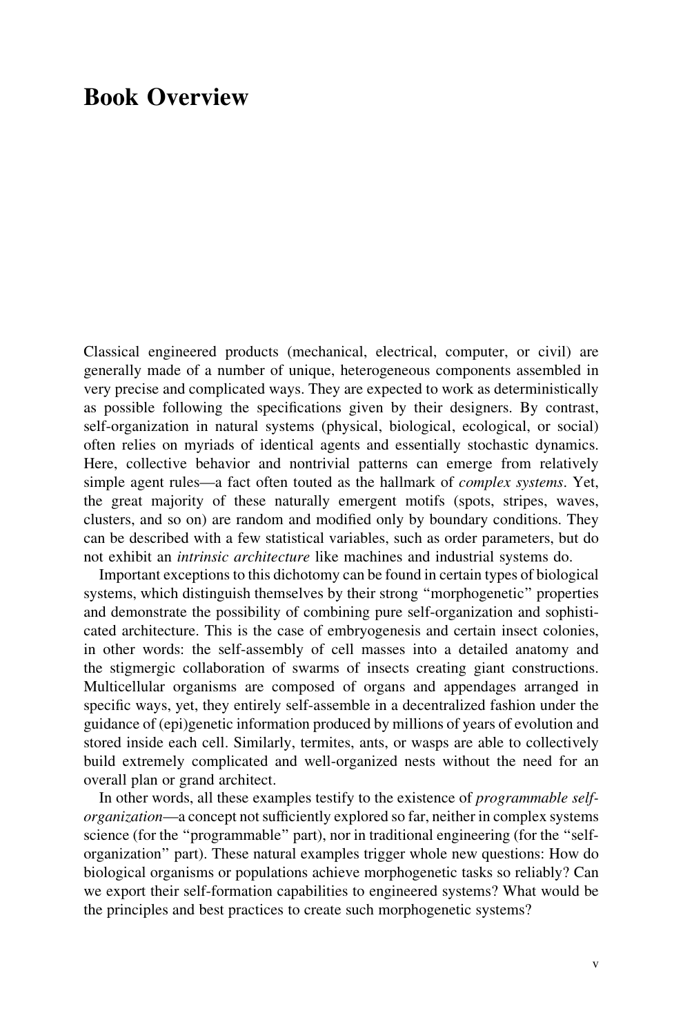# Book Overview

Classical engineered products (mechanical, electrical, computer, or civil) are generally made of a number of unique, heterogeneous components assembled in very precise and complicated ways. They are expected to work as deterministically as possible following the specifications given by their designers. By contrast, self-organization in natural systems (physical, biological, ecological, or social) often relies on myriads of identical agents and essentially stochastic dynamics. Here, collective behavior and nontrivial patterns can emerge from relatively simple agent rules—a fact often touted as the hallmark of *complex systems*. Yet, the great majority of these naturally emergent motifs (spots, stripes, waves, clusters, and so on) are random and modified only by boundary conditions. They can be described with a few statistical variables, such as order parameters, but do not exhibit an *intrinsic architecture* like machines and industrial systems do.

Important exceptions to this dichotomy can be found in certain types of biological systems, which distinguish themselves by their strong "morphogenetic" properties and demonstrate the possibility of combining pure self-organization and sophisticated architecture. This is the case of embryogenesis and certain insect colonies, in other words: the self-assembly of cell masses into a detailed anatomy and the stigmergic collaboration of swarms of insects creating giant constructions. Multicellular organisms are composed of organs and appendages arranged in specific ways, yet, they entirely self-assemble in a decentralized fashion under the guidance of (epi)genetic information produced by millions of years of evolution and stored inside each cell. Similarly, termites, ants, or wasps are able to collectively build extremely complicated and well-organized nests without the need for an overall plan or grand architect.

In other words, all these examples testify to the existence of *programmable self-organization*—a concept not sufficiently explored so far, neither in complex systems science (for the "programmable" part), nor in traditional engineering (for the "self-organization" part). These natural examples trigger whole new questions: How do biological organisms or populations achieve morphogenetic tasks so reliably? Can we export their self-formation capabilities to engineered systems? What would be the principles and best practices to create such morphogenetic systems?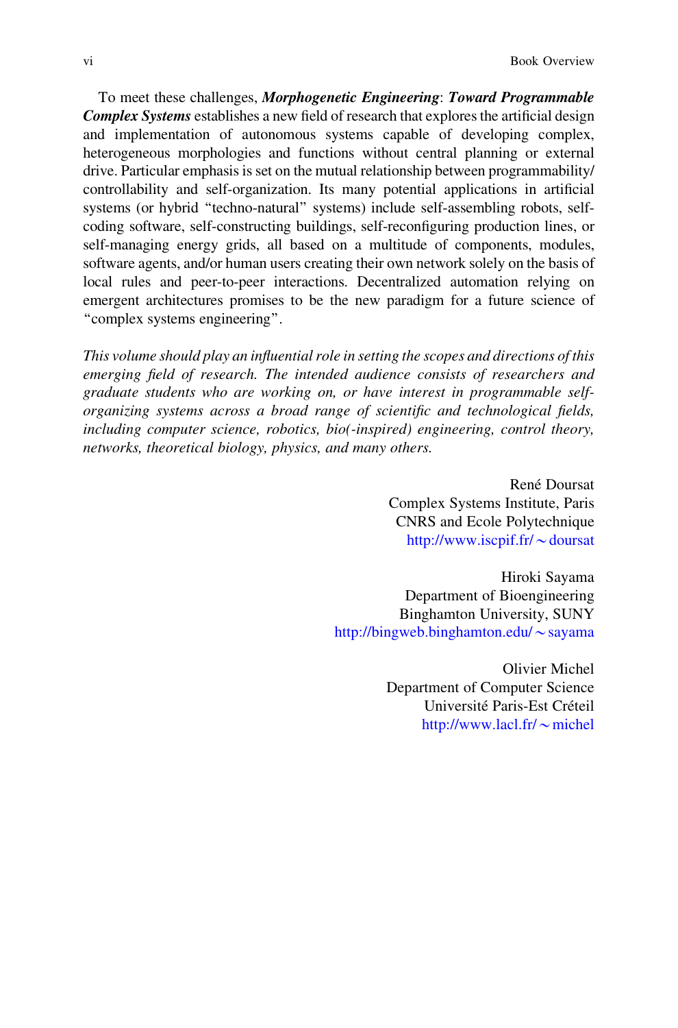To meet these challenges, ***Morphogenetic Engineering***: ***Toward Programmable Complex Systems*** establishes a new field of research that explores the artificial design and implementation of autonomous systems capable of developing complex, heterogeneous morphologies and functions without central planning or external drive. Particular emphasis is set on the mutual relationship between programmability/controllability and self-organization. Its many potential applications in artificial systems (or hybrid "techno-natural" systems) include self-assembling robots, self-coding software, self-constructing buildings, self-reconfiguring production lines, or self-managing energy grids, all based on a multitude of components, modules, software agents, and/or human users creating their own network solely on the basis of local rules and peer-to-peer interactions. Decentralized automation relying on emergent architectures promises to be the new paradigm for a future science of "complex systems engineering".

*This volume should play an influential role in setting the scopes and directions of this emerging field of research. The intended audience consists of researchers and graduate students who are working on, or have interest in programmable self-organizing systems across a broad range of scientific and technological fields, including computer science, robotics, bio(-inspired) engineering, control theory, networks, theoretical biology, physics, and many others.*

René Doursat
Complex Systems Institute, Paris
CNRS and Ecole Polytechnique
http://www.iscpif.fr/~doursat

Hiroki Sayama
Department of Bioengineering
Binghamton University, SUNY
http://bingweb.binghamton.edu/~sayama

Olivier Michel
Department of Computer Science
Université Paris-Est Créteil
http://www.lacl.fr/~michel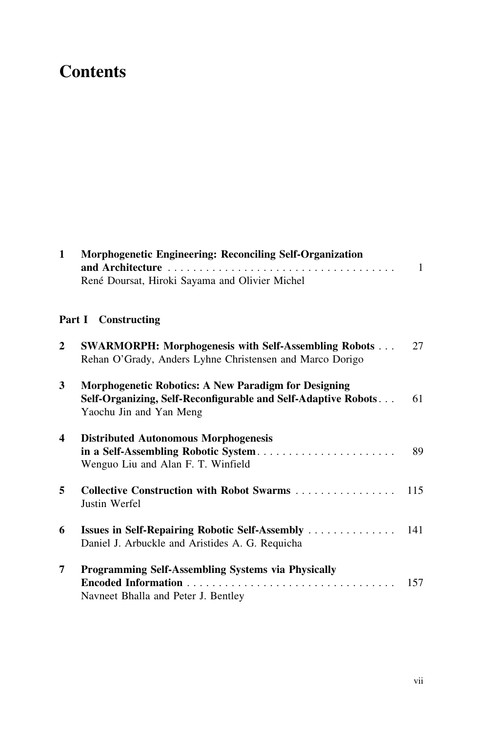# Contents

**1 Morphogenetic Engineering: Reconciling Self-Organization and Architecture** . . . . . . . . . . . . . . . . . . . . . . . . . . . . . . . . . . . . 1
René Doursat, Hiroki Sayama and Olivier Michel

## Part I Constructing

**2 SWARMORPH: Morphogenesis with Self-Assembling Robots** . . . 27
Rehan O'Grady, Anders Lyhne Christensen and Marco Dorigo

**3 Morphogenetic Robotics: A New Paradigm for Designing Self-Organizing, Self-Reconfigurable and Self-Adaptive Robots** . . . 61
Yaochu Jin and Yan Meng

**4 Distributed Autonomous Morphogenesis in a Self-Assembling Robotic System** . . . . . . . . . . . . . . . . . . . . . . 89
Wenguo Liu and Alan F. T. Winfield

**5 Collective Construction with Robot Swarms** . . . . . . . . . . . . . . . . 115
Justin Werfel

**6 Issues in Self-Repairing Robotic Self-Assembly** . . . . . . . . . . . . . . 141
Daniel J. Arbuckle and Aristides A. G. Requicha

**7 Programming Self-Assembling Systems via Physically Encoded Information** . . . . . . . . . . . . . . . . . . . . . . . . . . . . . . . . . 157
Navneet Bhalla and Peter J. Bentley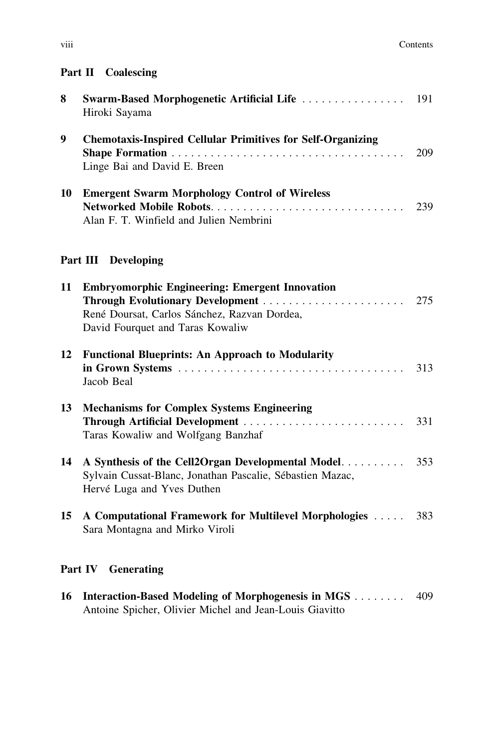## Part II Coalescing

**8 Swarm-Based Morphogenetic Artificial Life** . . . . . . . . . . . . . . . . 191
Hiroki Sayama

**9 Chemotaxis-Inspired Cellular Primitives for Self-Organizing Shape Formation** . . . . . . . . . . . . . . . . . . . . . . . . . . . . . . . . . . . . . 209
Linge Bai and David E. Breen

**10 Emergent Swarm Morphology Control of Wireless Networked Mobile Robots** . . . . . . . . . . . . . . . . . . . . . . . . . . . . . . 239
Alan F. T. Winfield and Julien Nembrini

## Part III Developing

**11 Embryomorphic Engineering: Emergent Innovation Through Evolutionary Development** . . . . . . . . . . . . . . . . . . . . . . 275
René Doursat, Carlos Sánchez, Razvan Dordea, David Fourquet and Taras Kowaliw

**12 Functional Blueprints: An Approach to Modularity in Grown Systems** . . . . . . . . . . . . . . . . . . . . . . . . . . . . . . . . . . . 313
Jacob Beal

**13 Mechanisms for Complex Systems Engineering Through Artificial Development** . . . . . . . . . . . . . . . . . . . . . . . . . 331
Taras Kowaliw and Wolfgang Banzhaf

**14 A Synthesis of the Cell2Organ Developmental Model** . . . . . . . . . . 353
Sylvain Cussat-Blanc, Jonathan Pascalie, Sébastien Mazac, Hervé Luga and Yves Duthen

**15 A Computational Framework for Multilevel Morphologies** . . . . . 383
Sara Montagna and Mirko Viroli

## Part IV Generating

**16 Interaction-Based Modeling of Morphogenesis in MGS** . . . . . . . . 409
Antoine Spicher, Olivier Michel and Jean-Louis Giavitto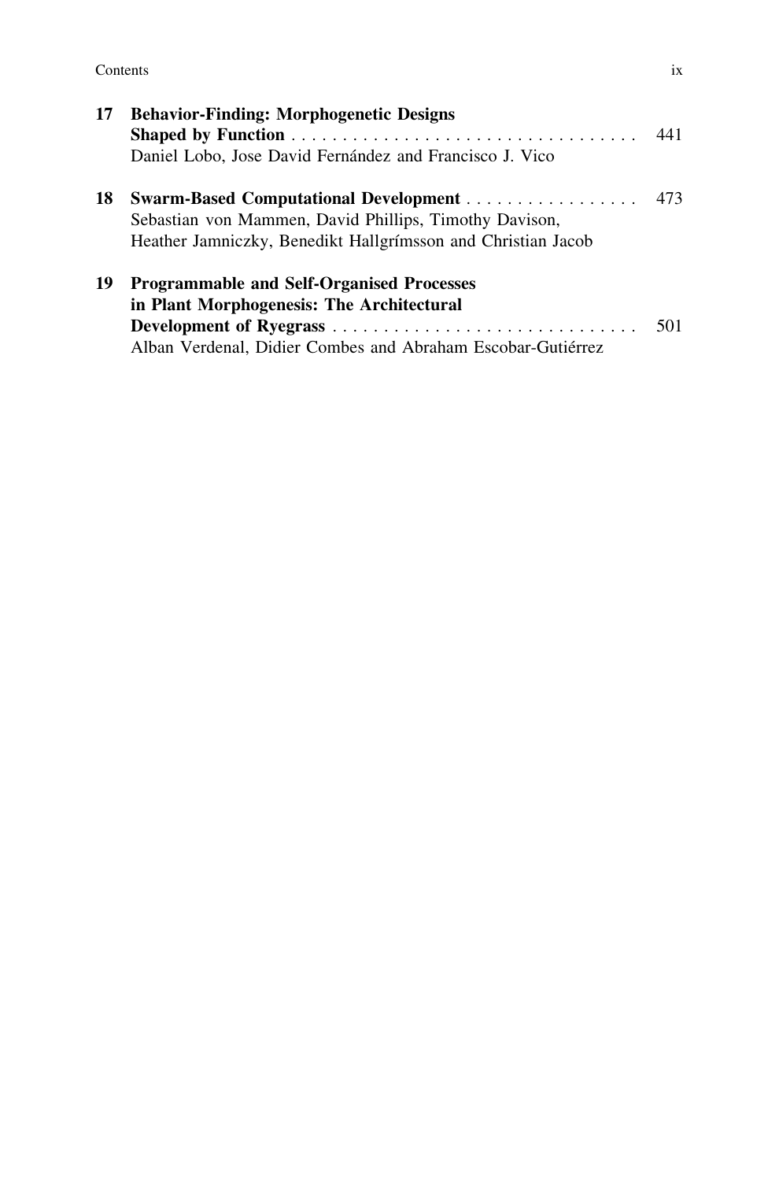**17 Behavior-Finding: Morphogenetic Designs Shaped by Function** . . . . . . . . . . . . . . . . . . . . . . . . . . . . . . . . . . 441
Daniel Lobo, Jose David Fernández and Francisco J. Vico

**18 Swarm-Based Computational Development** . . . . . . . . . . . . . . . . . 473
Sebastian von Mammen, David Phillips, Timothy Davison, Heather Jamniczky, Benedikt Hallgrímsson and Christian Jacob

**19 Programmable and Self-Organised Processes in Plant Morphogenesis: The Architectural Development of Ryegrass** . . . . . . . . . . . . . . . . . . . . . . . . . . . . . . 501
Alban Verdenal, Didier Combes and Abraham Escobar-Gutiérrez